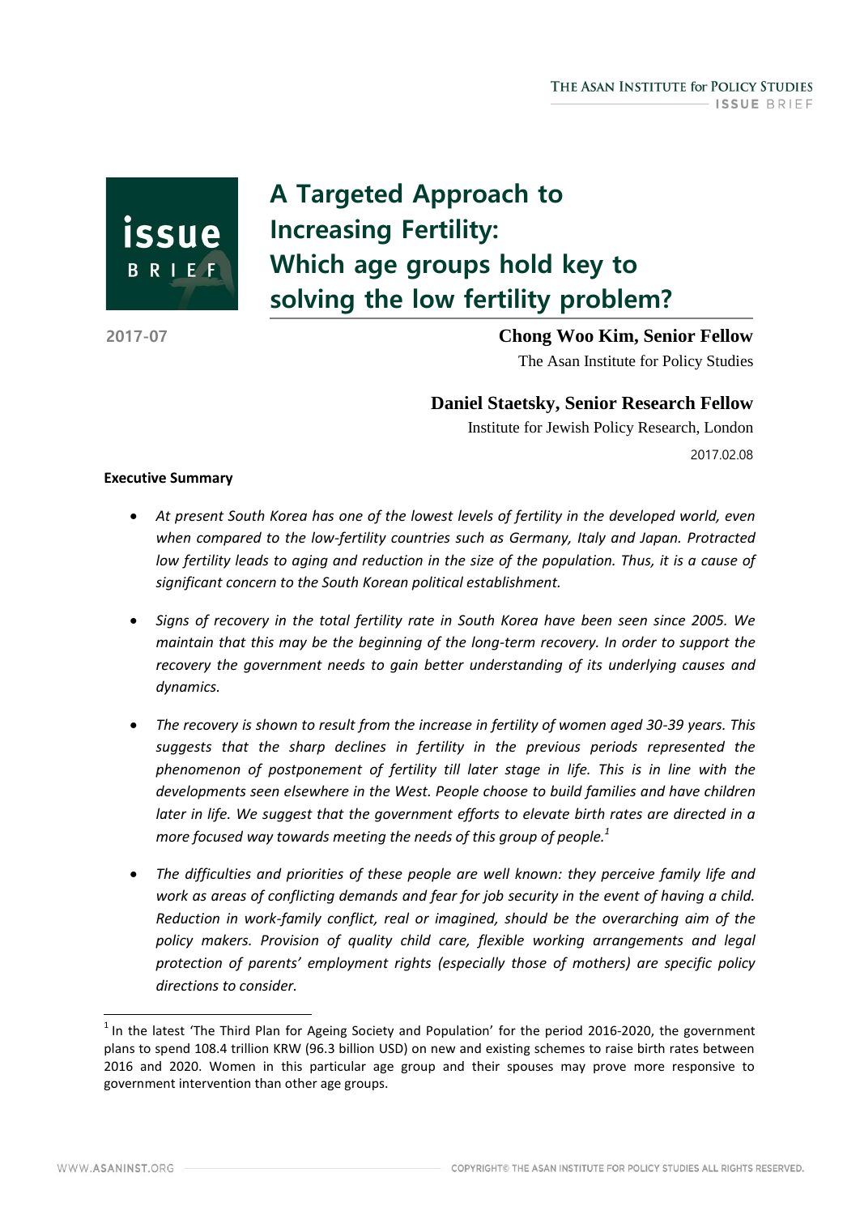# A Targeted Approach to Increasing Fertility: Which age groups hold key to solving the low fertility problem?

2017-07

**Chong Woo Kim, Senior Fellow**
The Asan Institute for Policy Studies

**Daniel Staetsky, Senior Research Fellow**
Institute for Jewish Policy Research, London

2017.02.08

**Executive Summary**

- *At present South Korea has one of the lowest levels of fertility in the developed world, even when compared to the low-fertility countries such as Germany, Italy and Japan. Protracted low fertility leads to aging and reduction in the size of the population. Thus, it is a cause of significant concern to the South Korean political establishment.*

- *Signs of recovery in the total fertility rate in South Korea have been seen since 2005. We maintain that this may be the beginning of the long-term recovery. In order to support the recovery the government needs to gain better understanding of its underlying causes and dynamics.*

- *The recovery is shown to result from the increase in fertility of women aged 30-39 years. This suggests that the sharp declines in fertility in the previous periods represented the phenomenon of postponement of fertility till later stage in life. This is in line with the developments seen elsewhere in the West. People choose to build families and have children later in life. We suggest that the government efforts to elevate birth rates are directed in a more focused way towards meeting the needs of this group of people.[1]*

- *The difficulties and priorities of these people are well known: they perceive family life and work as areas of conflicting demands and fear for job security in the event of having a child. Reduction in work-family conflict, real or imagined, should be the overarching aim of the policy makers. Provision of quality child care, flexible working arrangements and legal protection of parents' employment rights (especially those of mothers) are specific policy directions to consider.*

[1] In the latest 'The Third Plan for Ageing Society and Population' for the period 2016-2020, the government plans to spend 108.4 trillion KRW (96.3 billion USD) on new and existing schemes to raise birth rates between 2016 and 2020. Women in this particular age group and their spouses may prove more responsive to government intervention than other age groups.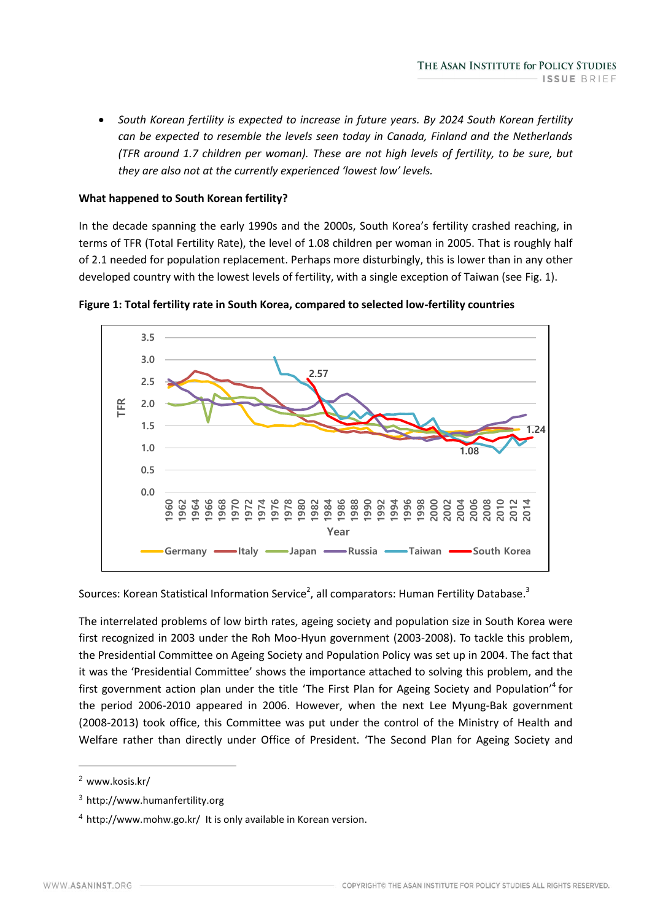- *South Korean fertility is expected to increase in future years. By 2024 South Korean fertility can be expected to resemble the levels seen today in Canada, Finland and the Netherlands (TFR around 1.7 children per woman). These are not high levels of fertility, to be sure, but they are also not at the currently experienced 'lowest low' levels.*

**What happened to South Korean fertility?**

In the decade spanning the early 1990s and the 2000s, South Korea's fertility crashed reaching, in terms of TFR (Total Fertility Rate), the level of 1.08 children per woman in 2005. That is roughly half of 2.1 needed for population replacement. Perhaps more disturbingly, this is lower than in any other developed country with the lowest levels of fertility, with a single exception of Taiwan (see Fig. 1).

**Figure 1: Total fertility rate in South Korea, compared to selected low-fertility countries**

Sources: Korean Statistical Information Service[2], all comparators: Human Fertility Database.[3]

The interrelated problems of low birth rates, ageing society and population size in South Korea were first recognized in 2003 under the Roh Moo-Hyun government (2003-2008). To tackle this problem, the Presidential Committee on Ageing Society and Population Policy was set up in 2004. The fact that it was the 'Presidential Committee' shows the importance attached to solving this problem, and the first government action plan under the title 'The First Plan for Ageing Society and Population'[4] for the period 2006-2010 appeared in 2006. However, when the next Lee Myung-Bak government (2008-2013) took office, this Committee was put under the control of the Ministry of Health and Welfare rather than directly under Office of President. 'The Second Plan for Ageing Society and

---

[2] www.kosis.kr/

[3] http://www.humanfertility.org

[4] http://www.mohw.go.kr/ It is only available in Korean version.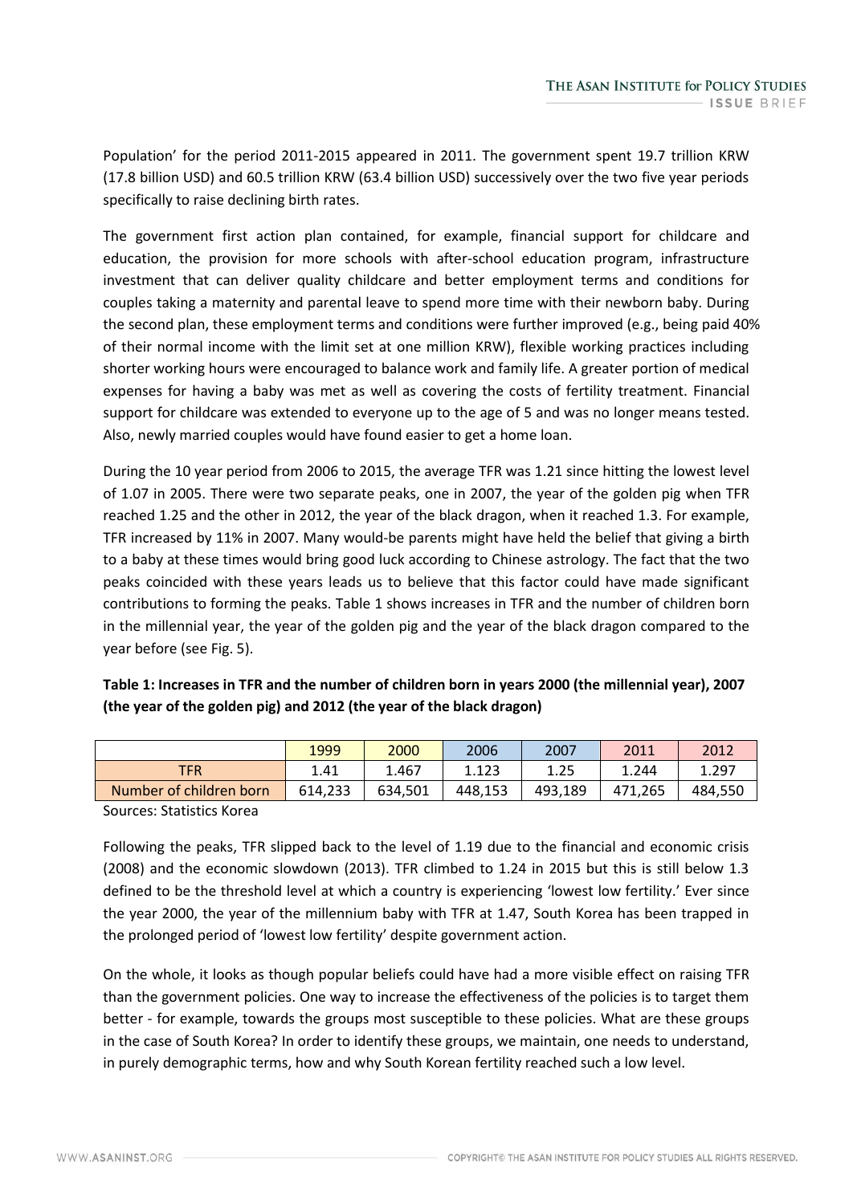Population' for the period 2011-2015 appeared in 2011. The government spent 19.7 trillion KRW (17.8 billion USD) and 60.5 trillion KRW (63.4 billion USD) successively over the two five year periods specifically to raise declining birth rates.

The government first action plan contained, for example, financial support for childcare and education, the provision for more schools with after-school education program, infrastructure investment that can deliver quality childcare and better employment terms and conditions for couples taking a maternity and parental leave to spend more time with their newborn baby. During the second plan, these employment terms and conditions were further improved (e.g., being paid 40% of their normal income with the limit set at one million KRW), flexible working practices including shorter working hours were encouraged to balance work and family life. A greater portion of medical expenses for having a baby was met as well as covering the costs of fertility treatment. Financial support for childcare was extended to everyone up to the age of 5 and was no longer means tested. Also, newly married couples would have found easier to get a home loan.

During the 10 year period from 2006 to 2015, the average TFR was 1.21 since hitting the lowest level of 1.07 in 2005. There were two separate peaks, one in 2007, the year of the golden pig when TFR reached 1.25 and the other in 2012, the year of the black dragon, when it reached 1.3. For example, TFR increased by 11% in 2007. Many would-be parents might have held the belief that giving a birth to a baby at these times would bring good luck according to Chinese astrology. The fact that the two peaks coincided with these years leads us to believe that this factor could have made significant contributions to forming the peaks. Table 1 shows increases in TFR and the number of children born in the millennial year, the year of the golden pig and the year of the black dragon compared to the year before (see Fig. 5).

**Table 1: Increases in TFR and the number of children born in years 2000 (the millennial year), 2007 (the year of the golden pig) and 2012 (the year of the black dragon)**

| | 1999 | 2000 | 2006 | 2007 | 2011 | 2012 |
|---|---|---|---|---|---|---|
| TFR | 1.41 | 1.467 | 1.123 | 1.25 | 1.244 | 1.297 |
| Number of children born | 614,233 | 634,501 | 448,153 | 493,189 | 471,265 | 484,550 |

Sources: Statistics Korea

Following the peaks, TFR slipped back to the level of 1.19 due to the financial and economic crisis (2008) and the economic slowdown (2013). TFR climbed to 1.24 in 2015 but this is still below 1.3 defined to be the threshold level at which a country is experiencing 'lowest low fertility.' Ever since the year 2000, the year of the millennium baby with TFR at 1.47, South Korea has been trapped in the prolonged period of 'lowest low fertility' despite government action.

On the whole, it looks as though popular beliefs could have had a more visible effect on raising TFR than the government policies. One way to increase the effectiveness of the policies is to target them better - for example, towards the groups most susceptible to these policies. What are these groups in the case of South Korea? In order to identify these groups, we maintain, one needs to understand, in purely demographic terms, how and why South Korean fertility reached such a low level.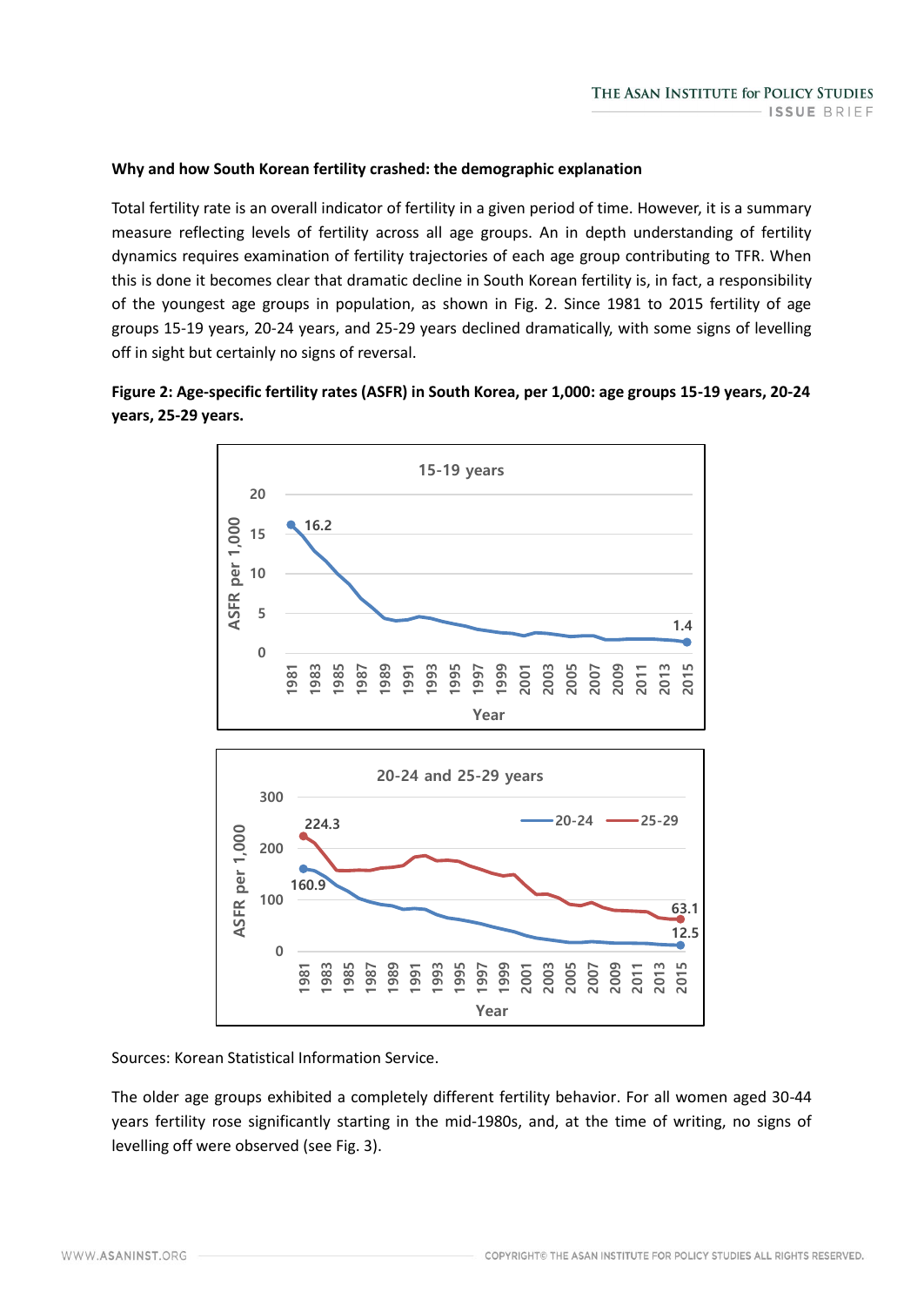**Why and how South Korean fertility crashed: the demographic explanation**

Total fertility rate is an overall indicator of fertility in a given period of time. However, it is a summary measure reflecting levels of fertility across all age groups. An in depth understanding of fertility dynamics requires examination of fertility trajectories of each age group contributing to TFR. When this is done it becomes clear that dramatic decline in South Korean fertility is, in fact, a responsibility of the youngest age groups in population, as shown in Fig. 2. Since 1981 to 2015 fertility of age groups 15-19 years, 20-24 years, and 25-29 years declined dramatically, with some signs of levelling off in sight but certainly no signs of reversal.

**Figure 2: Age-specific fertility rates (ASFR) in South Korea, per 1,000: age groups 15-19 years, 20-24 years, 25-29 years.**

Sources: Korean Statistical Information Service.

The older age groups exhibited a completely different fertility behavior. For all women aged 30-44 years fertility rose significantly starting in the mid-1980s, and, at the time of writing, no signs of levelling off were observed (see Fig. 3).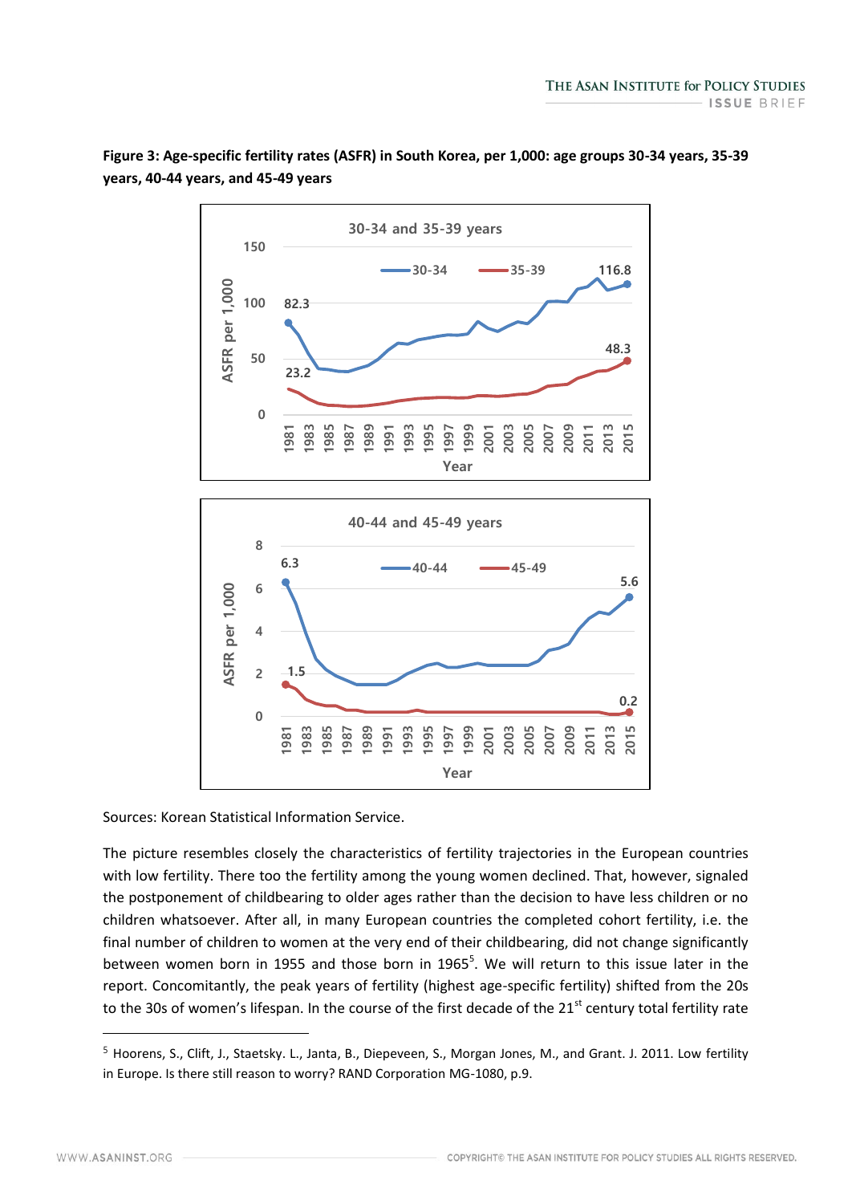**Figure 3: Age-specific fertility rates (ASFR) in South Korea, per 1,000: age groups 30-34 years, 35-39 years, 40-44 years, and 45-49 years**

Sources: Korean Statistical Information Service.

The picture resembles closely the characteristics of fertility trajectories in the European countries with low fertility. There too the fertility among the young women declined. That, however, signaled the postponement of childbearing to older ages rather than the decision to have less children or no children whatsoever. After all, in many European countries the completed cohort fertility, i.e. the final number of children to women at the very end of their childbearing, did not change significantly between women born in 1955 and those born in 1965[5]. We will return to this issue later in the report. Concomitantly, the peak years of fertility (highest age-specific fertility) shifted from the 20s to the 30s of women's lifespan. In the course of the first decade of the 21st century total fertility rate

[5] Hoorens, S., Clift, J., Staetsky. L., Janta, B., Diepeveen, S., Morgan Jones, M., and Grant. J. 2011. Low fertility in Europe. Is there still reason to worry? RAND Corporation MG-1080, p.9.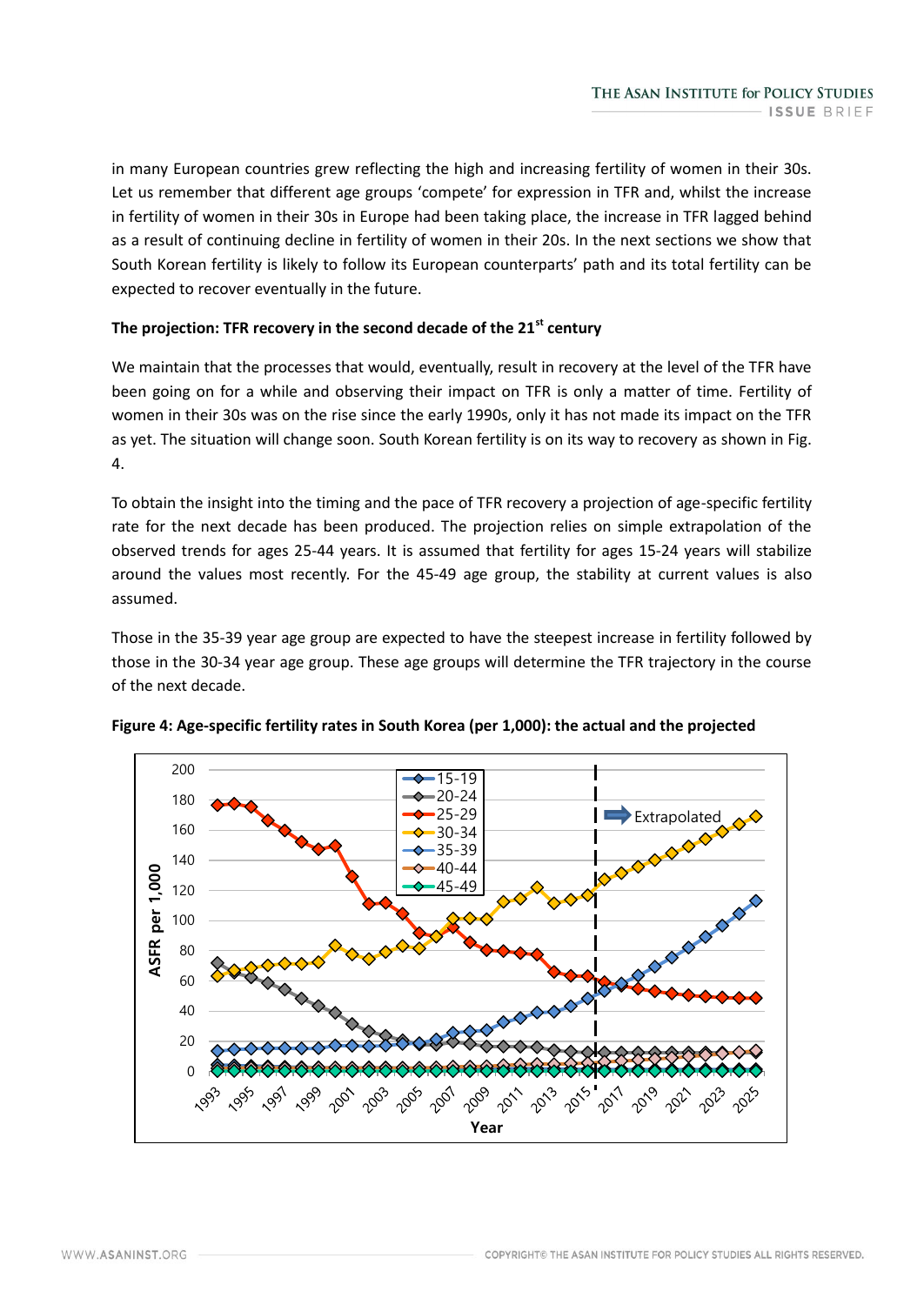in many European countries grew reflecting the high and increasing fertility of women in their 30s. Let us remember that different age groups 'compete' for expression in TFR and, whilst the increase in fertility of women in their 30s in Europe had been taking place, the increase in TFR lagged behind as a result of continuing decline in fertility of women in their 20s. In the next sections we show that South Korean fertility is likely to follow its European counterparts' path and its total fertility can be expected to recover eventually in the future.

**The projection: TFR recovery in the second decade of the 21st century**

We maintain that the processes that would, eventually, result in recovery at the level of the TFR have been going on for a while and observing their impact on TFR is only a matter of time. Fertility of women in their 30s was on the rise since the early 1990s, only it has not made its impact on the TFR as yet. The situation will change soon. South Korean fertility is on its way to recovery as shown in Fig. 4.

To obtain the insight into the timing and the pace of TFR recovery a projection of age-specific fertility rate for the next decade has been produced. The projection relies on simple extrapolation of the observed trends for ages 25-44 years. It is assumed that fertility for ages 15-24 years will stabilize around the values most recently. For the 45-49 age group, the stability at current values is also assumed.

Those in the 35-39 year age group are expected to have the steepest increase in fertility followed by those in the 30-34 year age group. These age groups will determine the TFR trajectory in the course of the next decade.

**Figure 4: Age-specific fertility rates in South Korea (per 1,000): the actual and the projected**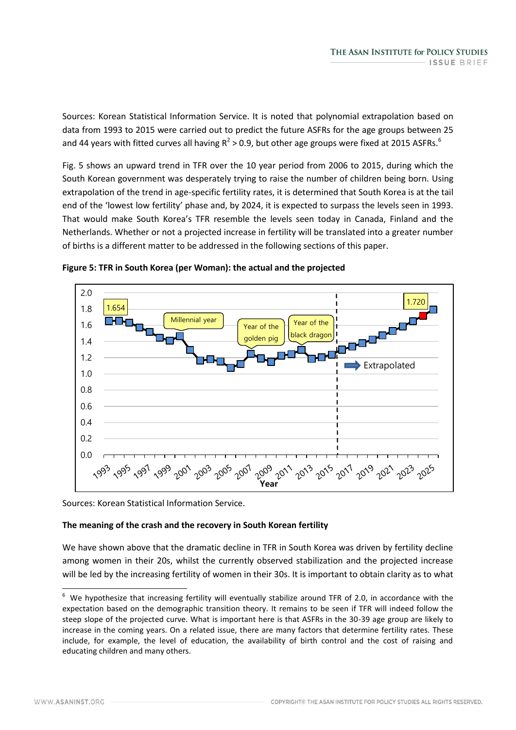Sources: Korean Statistical Information Service. It is noted that polynomial extrapolation based on data from 1993 to 2015 were carried out to predict the future ASFRs for the age groups between 25 and 44 years with fitted curves all having $R^2 > 0.9$, but other age groups were fixed at 2015 ASFRs.[6]

Fig. 5 shows an upward trend in TFR over the 10 year period from 2006 to 2015, during which the South Korean government was desperately trying to raise the number of children being born. Using extrapolation of the trend in age-specific fertility rates, it is determined that South Korea is at the tail end of the 'lowest low fertility' phase and, by 2024, it is expected to surpass the levels seen in 1993. That would make South Korea's TFR resemble the levels seen today in Canada, Finland and the Netherlands. Whether or not a projected increase in fertility will be translated into a greater number of births is a different matter to be addressed in the following sections of this paper.

**Figure 5: TFR in South Korea (per Woman): the actual and the projected**

Sources: Korean Statistical Information Service.

**The meaning of the crash and the recovery in South Korean fertility**

We have shown above that the dramatic decline in TFR in South Korea was driven by fertility decline among women in their 20s, whilst the currently observed stabilization and the projected increase will be led by the increasing fertility of women in their 30s. It is important to obtain clarity as to what

[6] We hypothesize that increasing fertility will eventually stabilize around TFR of 2.0, in accordance with the expectation based on the demographic transition theory. It remains to be seen if TFR will indeed follow the steep slope of the projected curve. What is important here is that ASFRs in the 30-39 age group are likely to increase in the coming years. On a related issue, there are many factors that determine fertility rates. These include, for example, the level of education, the availability of birth control and the cost of raising and educating children and many others.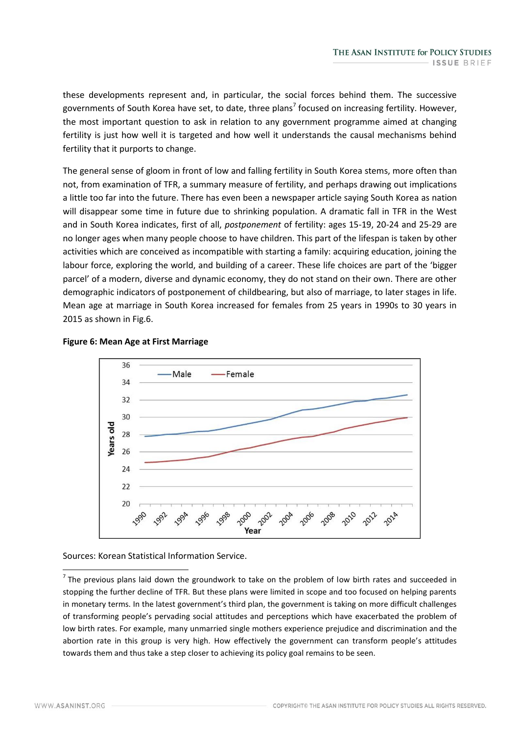these developments represent and, in particular, the social forces behind them. The successive governments of South Korea have set, to date, three plans[7] focused on increasing fertility. However, the most important question to ask in relation to any government programme aimed at changing fertility is just how well it is targeted and how well it understands the causal mechanisms behind fertility that it purports to change.

The general sense of gloom in front of low and falling fertility in South Korea stems, more often than not, from examination of TFR, a summary measure of fertility, and perhaps drawing out implications a little too far into the future. There has even been a newspaper article saying South Korea as nation will disappear some time in future due to shrinking population. A dramatic fall in TFR in the West and in South Korea indicates, first of all, *postponement* of fertility: ages 15-19, 20-24 and 25-29 are no longer ages when many people choose to have children. This part of the lifespan is taken by other activities which are conceived as incompatible with starting a family: acquiring education, joining the labour force, exploring the world, and building of a career. These life choices are part of the 'bigger parcel' of a modern, diverse and dynamic economy, they do not stand on their own. There are other demographic indicators of postponement of childbearing, but also of marriage, to later stages in life. Mean age at marriage in South Korea increased for females from 25 years in 1990s to 30 years in 2015 as shown in Fig.6.

**Figure 6: Mean Age at First Marriage**

Sources: Korean Statistical Information Service.

---

[7] The previous plans laid down the groundwork to take on the problem of low birth rates and succeeded in stopping the further decline of TFR. But these plans were limited in scope and too focused on helping parents in monetary terms. In the latest government's third plan, the government is taking on more difficult challenges of transforming people's pervading social attitudes and perceptions which have exacerbated the problem of low birth rates. For example, many unmarried single mothers experience prejudice and discrimination and the abortion rate in this group is very high. How effectively the government can transform people's attitudes towards them and thus take a step closer to achieving its policy goal remains to be seen.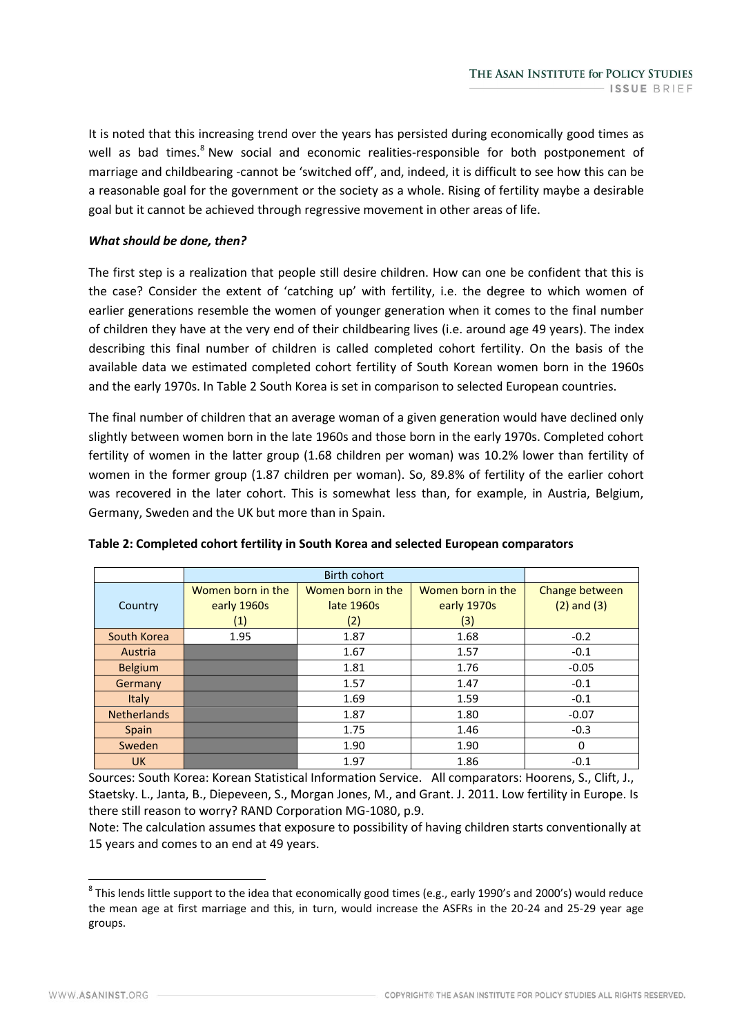It is noted that this increasing trend over the years has persisted during economically good times as well as bad times.[8] New social and economic realities-responsible for both postponement of marriage and childbearing -cannot be 'switched off', and, indeed, it is difficult to see how this can be a reasonable goal for the government or the society as a whole. Rising of fertility maybe a desirable goal but it cannot be achieved through regressive movement in other areas of life.

***What should be done, then?***

The first step is a realization that people still desire children. How can one be confident that this is the case? Consider the extent of 'catching up' with fertility, i.e. the degree to which women of earlier generations resemble the women of younger generation when it comes to the final number of children they have at the very end of their childbearing lives (i.e. around age 49 years). The index describing this final number of children is called completed cohort fertility. On the basis of the available data we estimated completed cohort fertility of South Korean women born in the 1960s and the early 1970s. In Table 2 South Korea is set in comparison to selected European countries.

The final number of children that an average woman of a given generation would have declined only slightly between women born in the late 1960s and those born in the early 1970s. Completed cohort fertility of women in the latter group (1.68 children per woman) was 10.2% lower than fertility of women in the former group (1.87 children per woman). So, 89.8% of fertility of the earlier cohort was recovered in the later cohort. This is somewhat less than, for example, in Austria, Belgium, Germany, Sweden and the UK but more than in Spain.

**Table 2: Completed cohort fertility in South Korea and selected European comparators**

| | Birth cohort | | | |
|---|---|---|---|---|
| Country | Women born in the early 1960s (1) | Women born in the late 1960s (2) | Women born in the early 1970s (3) | Change between (2) and (3) |
| South Korea | 1.95 | 1.87 | 1.68 | -0.2 |
| Austria | | 1.67 | 1.57 | -0.1 |
| Belgium | | 1.81 | 1.76 | -0.05 |
| Germany | | 1.57 | 1.47 | -0.1 |
| Italy | | 1.69 | 1.59 | -0.1 |
| Netherlands | | 1.87 | 1.80 | -0.07 |
| Spain | | 1.75 | 1.46 | -0.3 |
| Sweden | | 1.90 | 1.90 | 0 |
| UK | | 1.97 | 1.86 | -0.1 |

Sources: South Korea: Korean Statistical Information Service. All comparators: Hoorens, S., Clift, J., Staetsky. L., Janta, B., Diepeveen, S., Morgan Jones, M., and Grant. J. 2011. Low fertility in Europe. Is there still reason to worry? RAND Corporation MG-1080, p.9.

Note: The calculation assumes that exposure to possibility of having children starts conventionally at 15 years and comes to an end at 49 years.

[8] This lends little support to the idea that economically good times (e.g., early 1990's and 2000's) would reduce the mean age at first marriage and this, in turn, would increase the ASFRs in the 20-24 and 25-29 year age groups.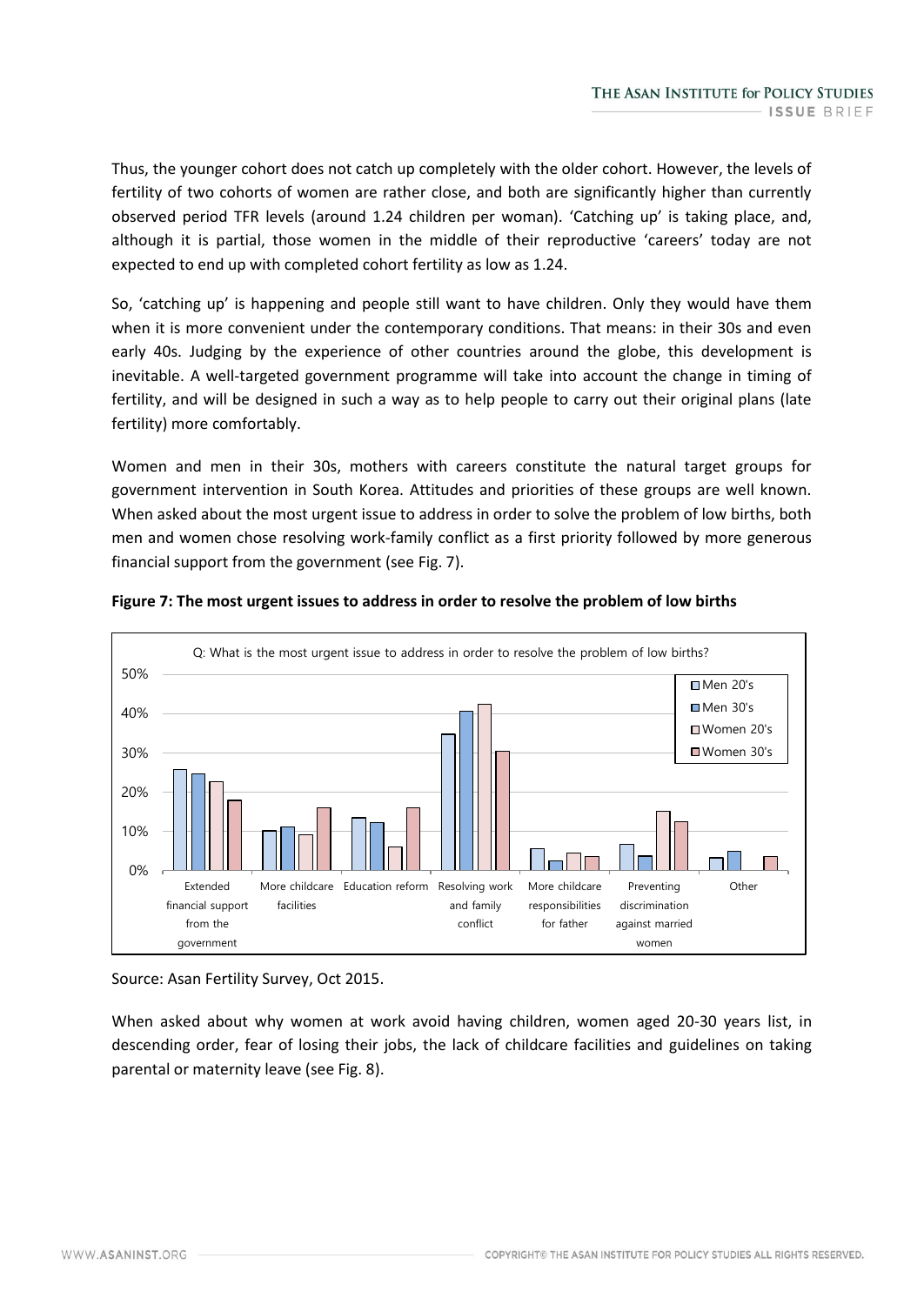Thus, the younger cohort does not catch up completely with the older cohort. However, the levels of fertility of two cohorts of women are rather close, and both are significantly higher than currently observed period TFR levels (around 1.24 children per woman). 'Catching up' is taking place, and, although it is partial, those women in the middle of their reproductive 'careers' today are not expected to end up with completed cohort fertility as low as 1.24.

So, 'catching up' is happening and people still want to have children. Only they would have them when it is more convenient under the contemporary conditions. That means: in their 30s and even early 40s. Judging by the experience of other countries around the globe, this development is inevitable. A well-targeted government programme will take into account the change in timing of fertility, and will be designed in such a way as to help people to carry out their original plans (late fertility) more comfortably.

Women and men in their 30s, mothers with careers constitute the natural target groups for government intervention in South Korea. Attitudes and priorities of these groups are well known. When asked about the most urgent issue to address in order to solve the problem of low births, both men and women chose resolving work-family conflict as a first priority followed by more generous financial support from the government (see Fig. 7).

**Figure 7: The most urgent issues to address in order to resolve the problem of low births**

Source: Asan Fertility Survey, Oct 2015.

When asked about why women at work avoid having children, women aged 20-30 years list, in descending order, fear of losing their jobs, the lack of childcare facilities and guidelines on taking parental or maternity leave (see Fig. 8).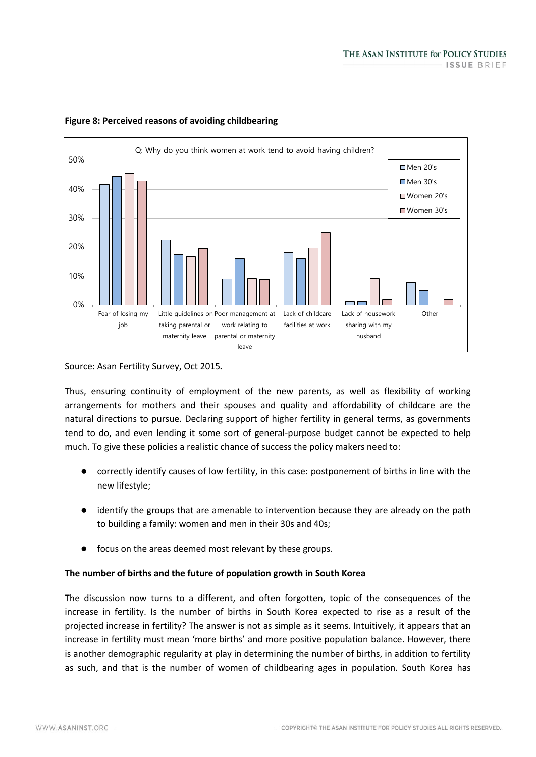**Figure 8: Perceived reasons of avoiding childbearing**

Source: Asan Fertility Survey, Oct 2015**.**

Thus, ensuring continuity of employment of the new parents, as well as flexibility of working arrangements for mothers and their spouses and quality and affordability of childcare are the natural directions to pursue. Declaring support of higher fertility in general terms, as governments tend to do, and even lending it some sort of general-purpose budget cannot be expected to help much. To give these policies a realistic chance of success the policy makers need to:

- correctly identify causes of low fertility, in this case: postponement of births in line with the new lifestyle;
- identify the groups that are amenable to intervention because they are already on the path to building a family: women and men in their 30s and 40s;
- focus on the areas deemed most relevant by these groups.

**The number of births and the future of population growth in South Korea**

The discussion now turns to a different, and often forgotten, topic of the consequences of the increase in fertility. Is the number of births in South Korea expected to rise as a result of the projected increase in fertility? The answer is not as simple as it seems. Intuitively, it appears that an increase in fertility must mean 'more births' and more positive population balance. However, there is another demographic regularity at play in determining the number of births, in addition to fertility as such, and that is the number of women of childbearing ages in population. South Korea has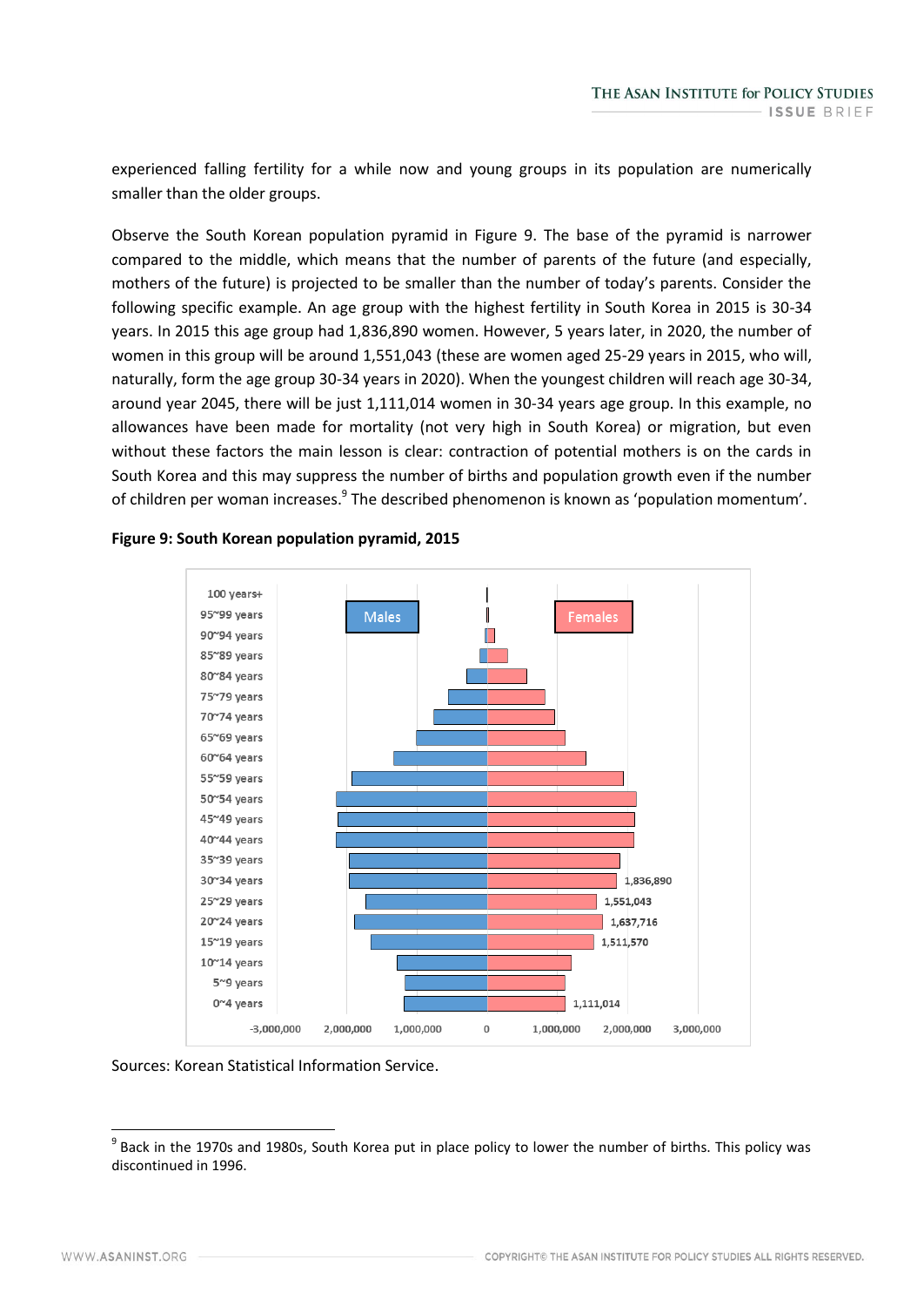experienced falling fertility for a while now and young groups in its population are numerically smaller than the older groups.

Observe the South Korean population pyramid in Figure 9. The base of the pyramid is narrower compared to the middle, which means that the number of parents of the future (and especially, mothers of the future) is projected to be smaller than the number of today's parents. Consider the following specific example. An age group with the highest fertility in South Korea in 2015 is 30-34 years. In 2015 this age group had 1,836,890 women. However, 5 years later, in 2020, the number of women in this group will be around 1,551,043 (these are women aged 25-29 years in 2015, who will, naturally, form the age group 30-34 years in 2020). When the youngest children will reach age 30-34, around year 2045, there will be just 1,111,014 women in 30-34 years age group. In this example, no allowances have been made for mortality (not very high in South Korea) or migration, but even without these factors the main lesson is clear: contraction of potential mothers is on the cards in South Korea and this may suppress the number of births and population growth even if the number of children per woman increases.[9] The described phenomenon is known as 'population momentum'.

**Figure 9: South Korean population pyramid, 2015**

Sources: Korean Statistical Information Service.

[9] Back in the 1970s and 1980s, South Korea put in place policy to lower the number of births. This policy was discontinued in 1996.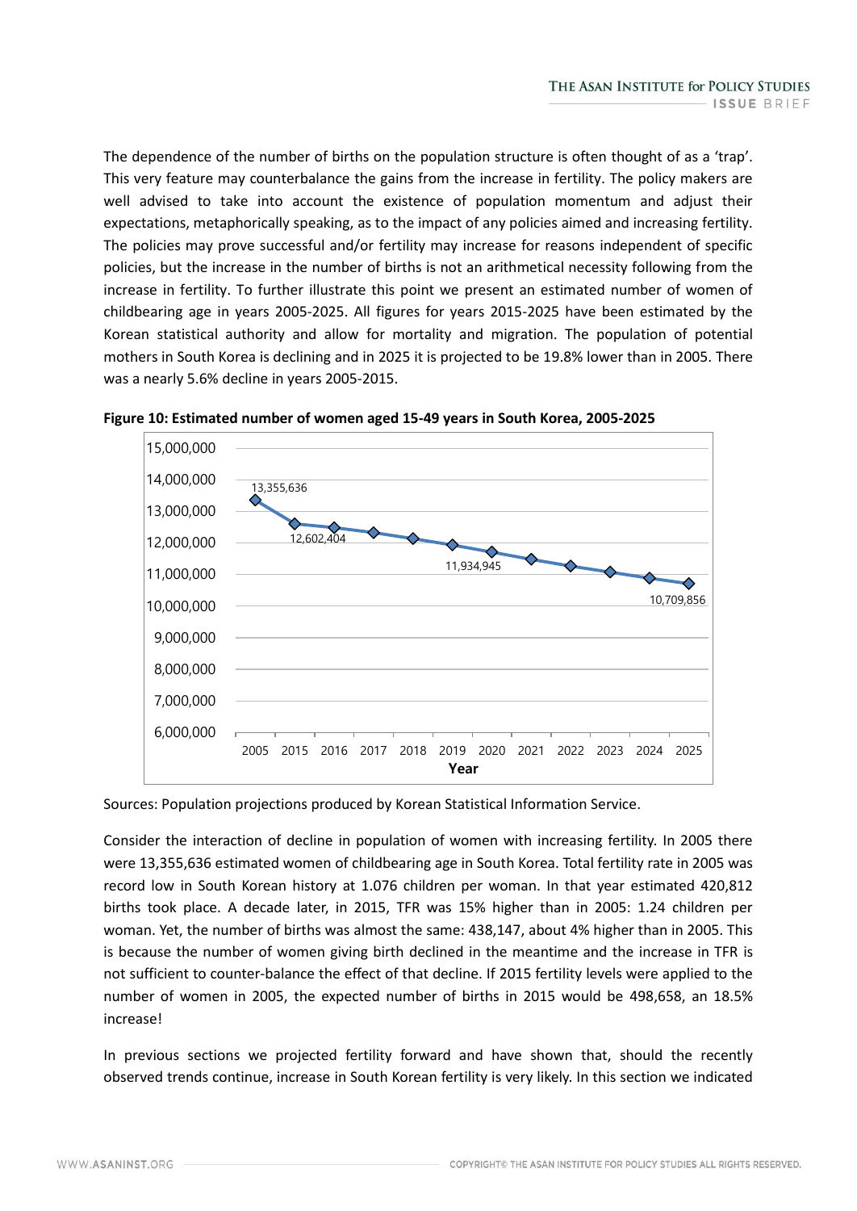The dependence of the number of births on the population structure is often thought of as a 'trap'. This very feature may counterbalance the gains from the increase in fertility. The policy makers are well advised to take into account the existence of population momentum and adjust their expectations, metaphorically speaking, as to the impact of any policies aimed and increasing fertility. The policies may prove successful and/or fertility may increase for reasons independent of specific policies, but the increase in the number of births is not an arithmetical necessity following from the increase in fertility. To further illustrate this point we present an estimated number of women of childbearing age in years 2005-2025. All figures for years 2015-2025 have been estimated by the Korean statistical authority and allow for mortality and migration. The population of potential mothers in South Korea is declining and in 2025 it is projected to be 19.8% lower than in 2005. There was a nearly 5.6% decline in years 2005-2015.

**Figure 10: Estimated number of women aged 15-49 years in South Korea, 2005-2025**

Sources: Population projections produced by Korean Statistical Information Service.

Consider the interaction of decline in population of women with increasing fertility. In 2005 there were 13,355,636 estimated women of childbearing age in South Korea. Total fertility rate in 2005 was record low in South Korean history at 1.076 children per woman. In that year estimated 420,812 births took place. A decade later, in 2015, TFR was 15% higher than in 2005: 1.24 children per woman. Yet, the number of births was almost the same: 438,147, about 4% higher than in 2005. This is because the number of women giving birth declined in the meantime and the increase in TFR is not sufficient to counter-balance the effect of that decline. If 2015 fertility levels were applied to the number of women in 2005, the expected number of births in 2015 would be 498,658, an 18.5% increase!

In previous sections we projected fertility forward and have shown that, should the recently observed trends continue, increase in South Korean fertility is very likely. In this section we indicated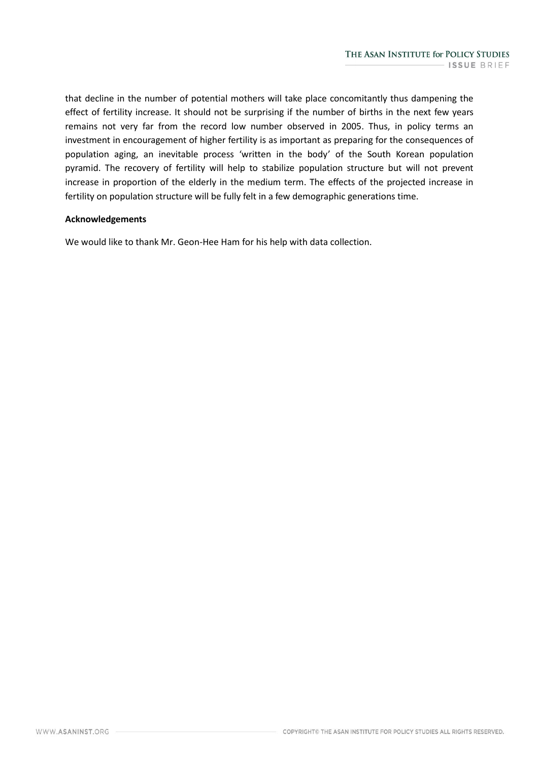that decline in the number of potential mothers will take place concomitantly thus dampening the effect of fertility increase. It should not be surprising if the number of births in the next few years remains not very far from the record low number observed in 2005. Thus, in policy terms an investment in encouragement of higher fertility is as important as preparing for the consequences of population aging, an inevitable process 'written in the body' of the South Korean population pyramid. The recovery of fertility will help to stabilize population structure but will not prevent increase in proportion of the elderly in the medium term. The effects of the projected increase in fertility on population structure will be fully felt in a few demographic generations time.

**Acknowledgements**

We would like to thank Mr. Geon-Hee Ham for his help with data collection.